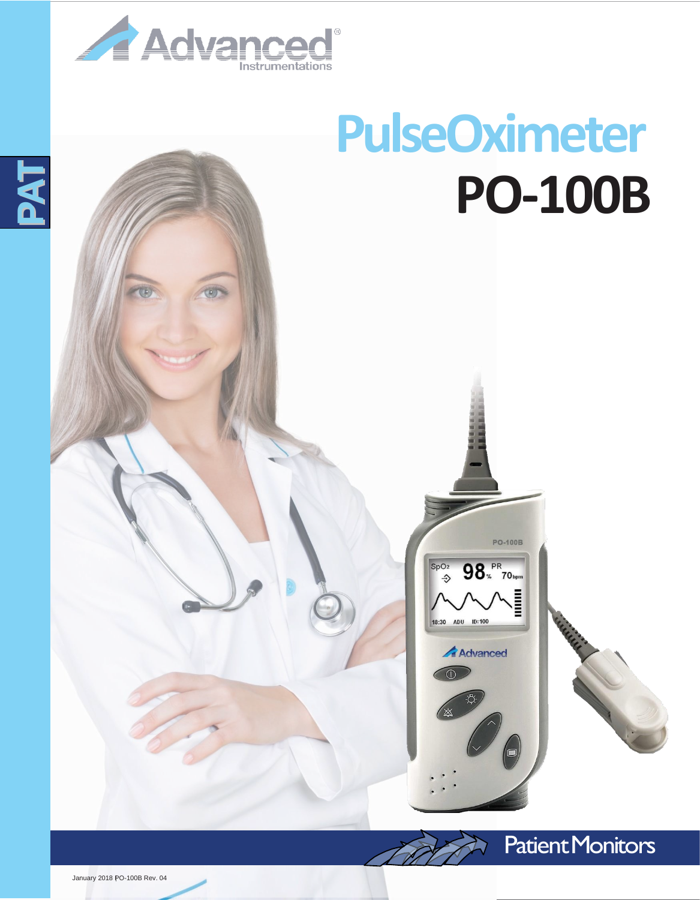Advanced Instrumentations

PAT

# PulseOximeter

# PO-100B

Patient Monitors

January 2018 PO-100B Rev. 04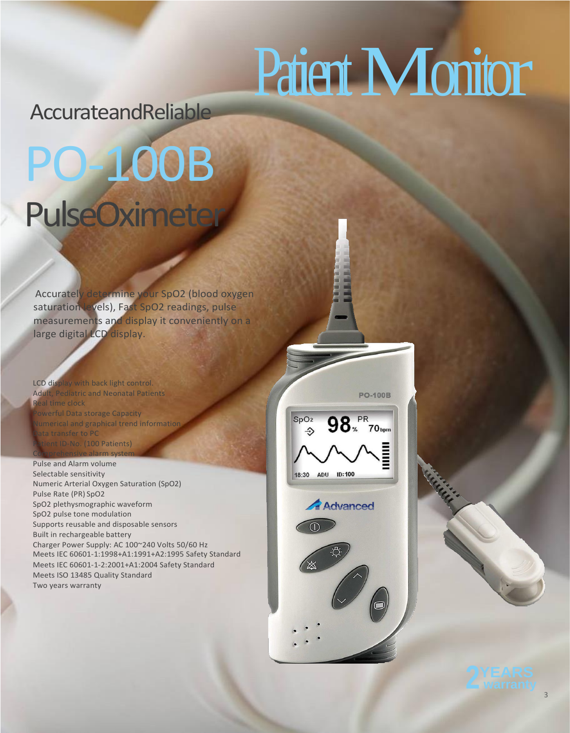# Patient Monitor

## AccurateandReliable

# PO-100B

## PulseOximeter

Accurately determine your SpO2 (blood oxygen saturation levels), Fast SpO2 readings, pulse measurements and display it conveniently on a large digital LCD display.

- LCD display with back light control.
- Adult, Pediatric and Neonatal Patients
- Real time clock
- Powerful Data storage Capacity
- Numerical and graphical trend information
- Data transfer to PC
- Patient ID-No. (100 Patients)
- Comprehensive alarm system
- Pulse and Alarm volume
- Selectable sensitivity
- Numeric Arterial Oxygen Saturation (SpO2)
- Pulse Rate (PR) SpO2
- SpO2 plethysmographic waveform
- SpO2 pulse tone modulation
- Supports reusable and disposable sensors
- Built in rechargeable battery
- Charger Power Supply: AC 100~240 Volts 50/60 Hz
- Meets IEC 60601-1:1998+A1:1991+A2:1995 Safety Standard
- Meets IEC 60601-1-2:2001+A1:2004 Safety Standard
- Meets ISO 13485 Quality Standard
- Two years warranty

2 YEARS warranty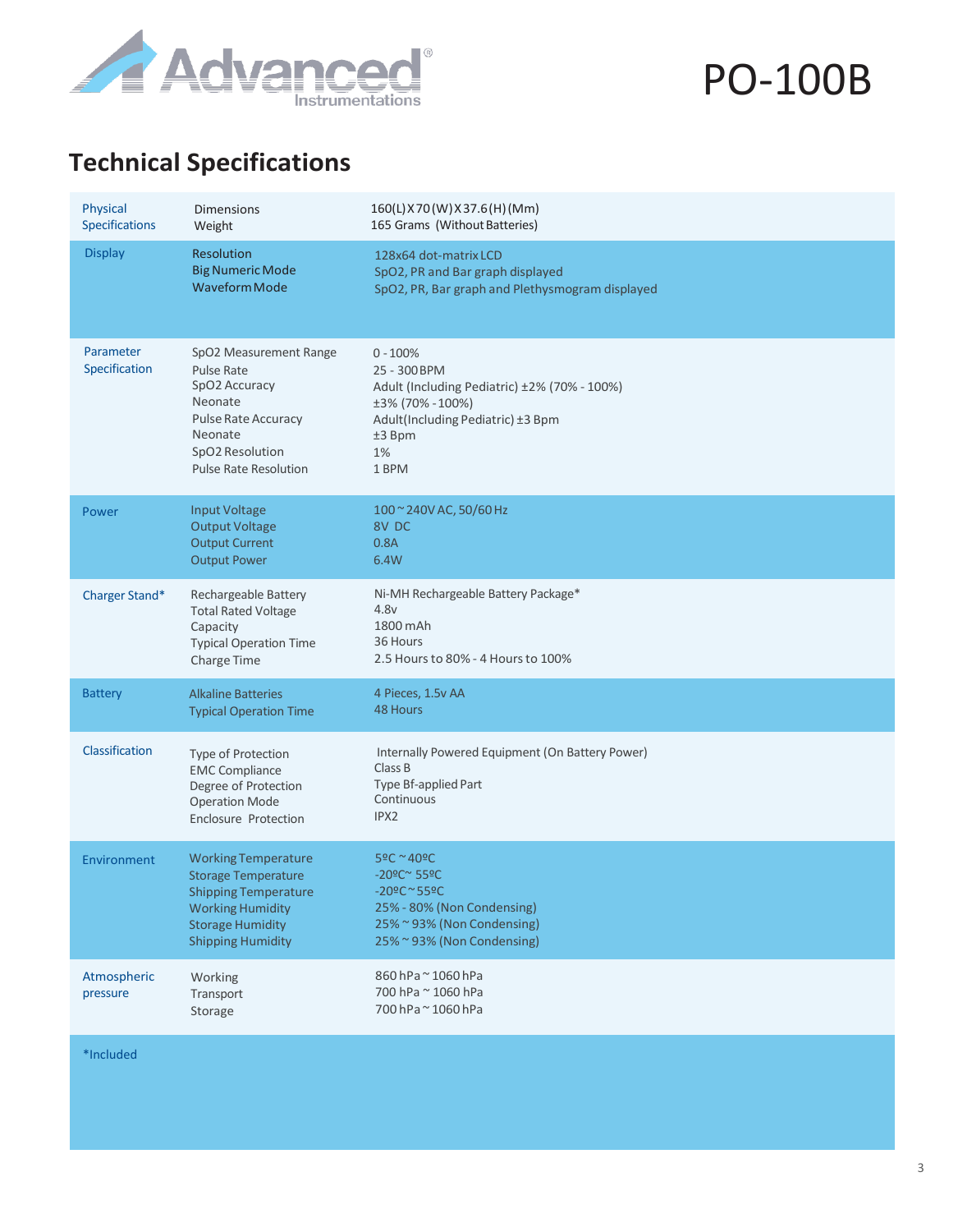# PO-100B

## Technical Specifications

| Category | Parameter | Value |
|---|---|---|
| Physical Specifications | Dimensions | 160(L) X 70 (W) X 37.6 (H) (Mm) |
| | Weight | 165 Grams (Without Batteries) |
| Display | Resolution | 128x64 dot-matrix LCD |
| | Big Numeric Mode | SpO2, PR and Bar graph displayed |
| | Waveform Mode | SpO2, PR, Bar graph and Plethysmogram displayed |
| Parameter Specification | SpO2 Measurement Range | 0 - 100% |
| | Pulse Rate | 25 - 300 BPM |
| | SpO2 Accuracy | Adult (Including Pediatric) ±2% (70% - 100%) |
| | Neonate | ±3% (70% - 100%) |
| | Pulse Rate Accuracy | Adult(Including Pediatric) ±3 Bpm |
| | Neonate | ±3 Bpm |
| | SpO2 Resolution | 1% |
| | Pulse Rate Resolution | 1 BPM |
| Power | Input Voltage | 100 ~ 240V AC, 50/60 Hz |
| | Output Voltage | 8V DC |
| | Output Current | 0.8A |
| | Output Power | 6.4W |
| Charger Stand* | Rechargeable Battery | Ni-MH Rechargeable Battery Package* |
| | Total Rated Voltage | 4.8v |
| | Capacity | 1800 mAh |
| | Typical Operation Time | 36 Hours |
| | Charge Time | 2.5 Hours to 80% - 4 Hours to 100% |
| Battery | Alkaline Batteries | 4 Pieces, 1.5v AA |
| | Typical Operation Time | 48 Hours |
| Classification | Type of Protection | Internally Powered Equipment (On Battery Power) |
| | EMC Compliance | Class B |
| | Degree of Protection | Type Bf-applied Part |
| | Operation Mode | Continuous |
| | Enclosure Protection | IPX2 |
| Environment | Working Temperature | 5ºC ~ 40ºC |
| | Storage Temperature | -20ºC~ 55ºC |
| | Shipping Temperature | -20ºC ~ 55ºC |
| | Working Humidity | 25% - 80% (Non Condensing) |
| | Storage Humidity | 25% ~ 93% (Non Condensing) |
| | Shipping Humidity | 25% ~ 93% (Non Condensing) |
| Atmospheric pressure | Working | 860 hPa ~ 1060 hPa |
| | Transport | 700 hPa ~ 1060 hPa |
| | Storage | 700 hPa ~ 1060 hPa |

*Included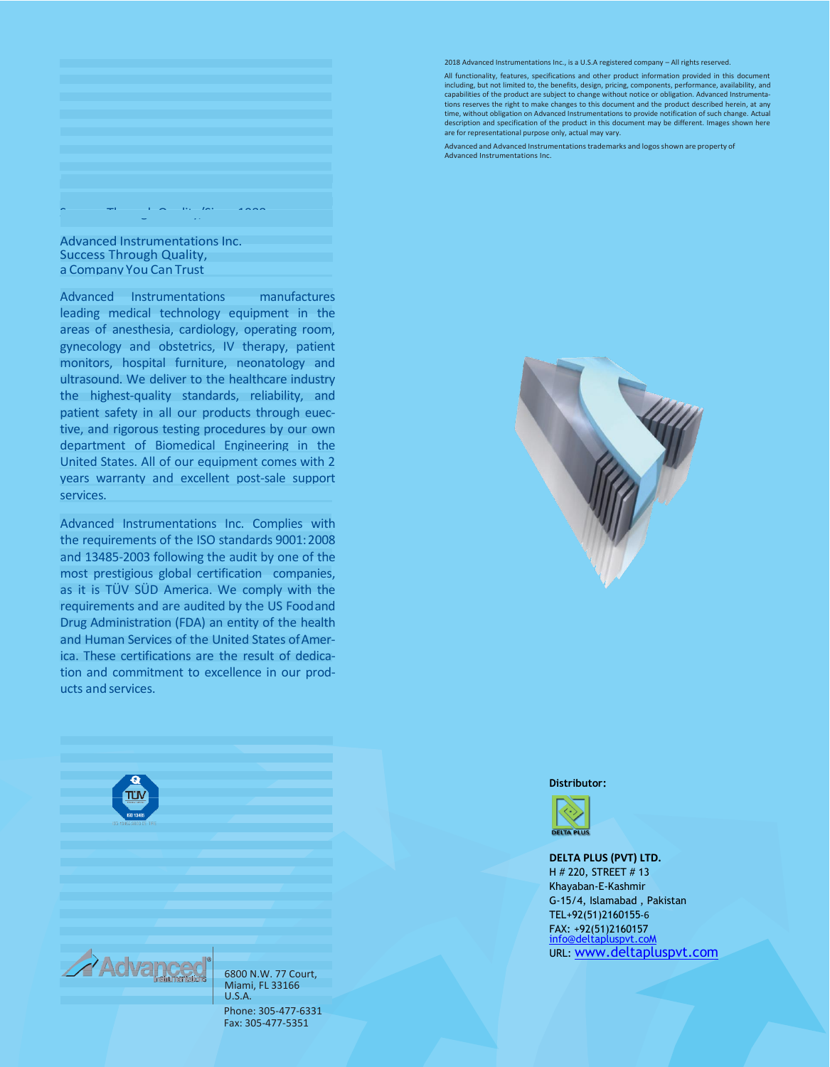2018 Advanced Instrumentations Inc., is a U.S.A registered company – All rights reserved.

All functionality, features, specifications and other product information provided in this document including, but not limited to, the benefits, design, pricing, components, performance, availability, and capabilities of the product are subject to change without notice or obligation. Advanced Instrumentations reserves the right to make changes to this document and the product described herein, at any time, without obligation on Advanced Instrumentations to provide notification of such change. Actual description and specification of the product in this document may be different. Images shown here are for representational purpose only, actual may vary.

Advanced and Advanced Instrumentations trademarks and logos shown are property of Advanced Instrumentations Inc.

## Advanced Instrumentations Inc.
## Success Through Quality,
## a Company You Can Trust

Advanced Instrumentations manufactures leading medical technology equipment in the areas of anesthesia, cardiology, operating room, gynecology and obstetrics, IV therapy, patient monitors, hospital furniture, neonatology and ultrasound. We deliver to the healthcare industry the highest-quality standards, reliability, and patient safety in all our products through euective, and rigorous testing procedures by our own department of Biomedical Engineering in the United States. All of our equipment comes with 2 years warranty and excellent post-sale support services.

Advanced Instrumentations Inc. Complies with the requirements of the ISO standards 9001:2008 and 13485-2003 following the audit by one of the most prestigious global certification companies, as it is TÜV SÜD America. We comply with the requirements and are audited by the US Food and Drug Administration (FDA) an entity of the health and Human Services of the United States of America. These certifications are the result of dedication and commitment to excellence in our products and services.

TÜV ISO 13485

Advanced Instrumentations

6800 N.W. 77 Court,
Miami, FL 33166
U.S.A.

Phone: 305-477-6331
Fax: 305-477-5351

**Distributor:**

DELTA PLUS

**DELTA PLUS (PVT) LTD.**
H # 220, STREET # 13
Khayaban-E-Kashmir
G-15/4, Islamabad , Pakistan
TEL+92(51)2160155-6
FAX: +92(51)2160157
info@deltapluspvt.coM
URL: www.deltapluspvt.com